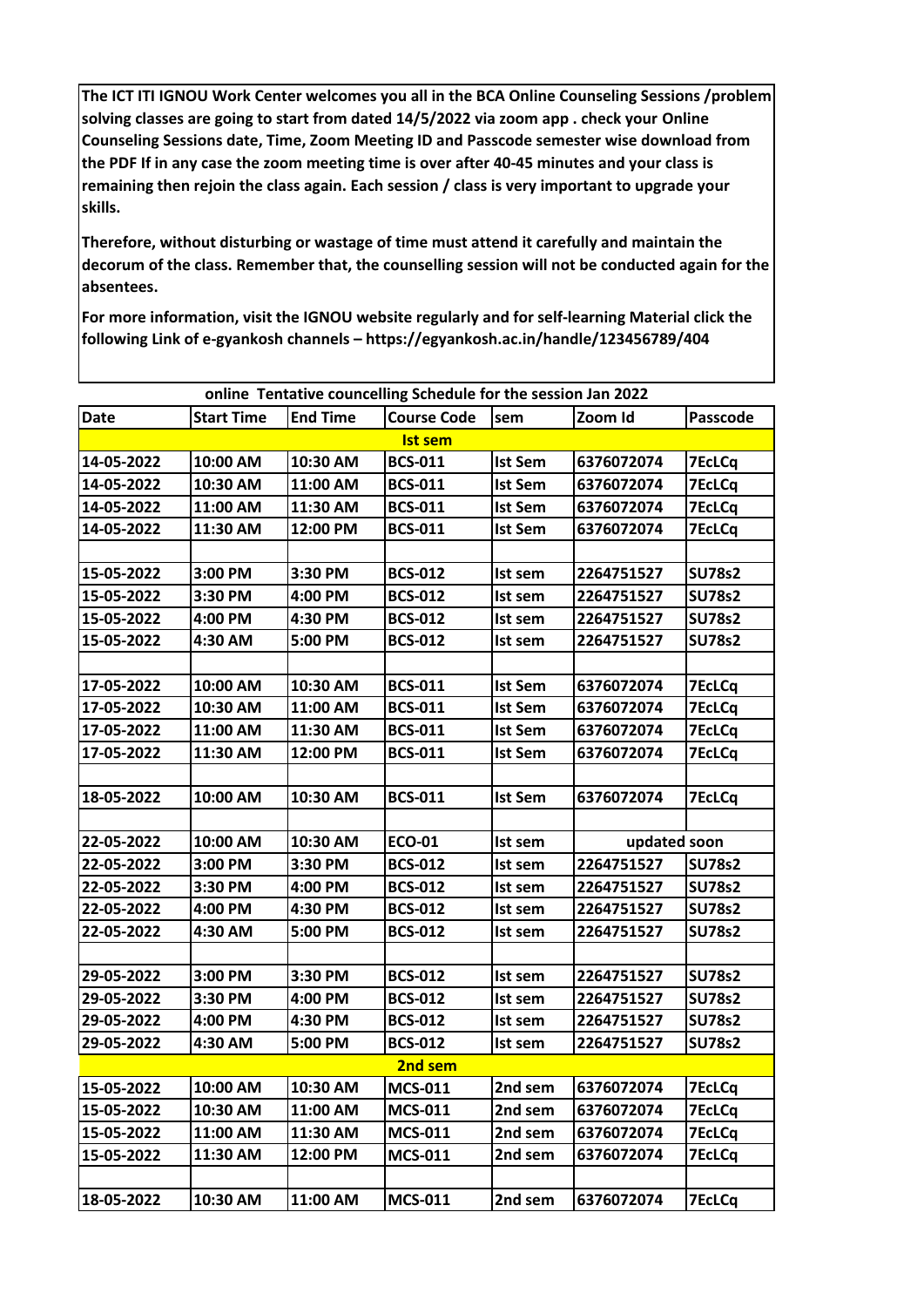**The ICT ITI IGNOU Work Center welcomes you all in the BCA Online Counseling Sessions /problem solving classes are going to start from dated 14/5/2022 via zoom app . check your Online Counseling Sessions date, Time, Zoom Meeting ID and Passcode semester wise download from the PDF If in any case the zoom meeting time is over after 40-45 minutes and your class is remaining then rejoin the class again. Each session / class is very important to upgrade your skills.**

**Therefore, without disturbing or wastage of time must attend it carefully and maintain the decorum of the class. Remember that, the counselling session will not be conducted again for the absentees.**

**For more information, visit the IGNOU website regularly and for self-learning Material click the following Link of e-gyankosh channels – https://egyankosh.ac.in/handle/123456789/404**

**online Tentative councelling Schedule for the session Jan 2022**

| Date | Start Time | End Time | Course Code | sem | Zoom Id | Passcode |
|---|---|---|---|---|---|---|
| | | | **Ist sem** | | | |
| 14-05-2022 | 10:00 AM | 10:30 AM | BCS-011 | Ist Sem | 6376072074 | 7EcLCq |
| 14-05-2022 | 10:30 AM | 11:00 AM | BCS-011 | Ist Sem | 6376072074 | 7EcLCq |
| 14-05-2022 | 11:00 AM | 11:30 AM | BCS-011 | Ist Sem | 6376072074 | 7EcLCq |
| 14-05-2022 | 11:30 AM | 12:00 PM | BCS-011 | Ist Sem | 6376072074 | 7EcLCq |
| | | | | | | |
| 15-05-2022 | 3:00 PM | 3:30 PM | BCS-012 | Ist sem | 2264751527 | SU78s2 |
| 15-05-2022 | 3:30 PM | 4:00 PM | BCS-012 | Ist sem | 2264751527 | SU78s2 |
| 15-05-2022 | 4:00 PM | 4:30 PM | BCS-012 | Ist sem | 2264751527 | SU78s2 |
| 15-05-2022 | 4:30 AM | 5:00 PM | BCS-012 | Ist sem | 2264751527 | SU78s2 |
| | | | | | | |
| 17-05-2022 | 10:00 AM | 10:30 AM | BCS-011 | Ist Sem | 6376072074 | 7EcLCq |
| 17-05-2022 | 10:30 AM | 11:00 AM | BCS-011 | Ist Sem | 6376072074 | 7EcLCq |
| 17-05-2022 | 11:00 AM | 11:30 AM | BCS-011 | Ist Sem | 6376072074 | 7EcLCq |
| 17-05-2022 | 11:30 AM | 12:00 PM | BCS-011 | Ist Sem | 6376072074 | 7EcLCq |
| | | | | | | |
| 18-05-2022 | 10:00 AM | 10:30 AM | BCS-011 | Ist Sem | 6376072074 | 7EcLCq |
| | | | | | | |
| 22-05-2022 | 10:00 AM | 10:30 AM | ECO-01 | Ist sem | updated soon | |
| 22-05-2022 | 3:00 PM | 3:30 PM | BCS-012 | Ist sem | 2264751527 | SU78s2 |
| 22-05-2022 | 3:30 PM | 4:00 PM | BCS-012 | Ist sem | 2264751527 | SU78s2 |
| 22-05-2022 | 4:00 PM | 4:30 PM | BCS-012 | Ist sem | 2264751527 | SU78s2 |
| 22-05-2022 | 4:30 AM | 5:00 PM | BCS-012 | Ist sem | 2264751527 | SU78s2 |
| | | | | | | |
| 29-05-2022 | 3:00 PM | 3:30 PM | BCS-012 | Ist sem | 2264751527 | SU78s2 |
| 29-05-2022 | 3:30 PM | 4:00 PM | BCS-012 | Ist sem | 2264751527 | SU78s2 |
| 29-05-2022 | 4:00 PM | 4:30 PM | BCS-012 | Ist sem | 2264751527 | SU78s2 |
| 29-05-2022 | 4:30 AM | 5:00 PM | BCS-012 | Ist sem | 2264751527 | SU78s2 |
| | | | **2nd sem** | | | |
| 15-05-2022 | 10:00 AM | 10:30 AM | MCS-011 | 2nd sem | 6376072074 | 7EcLCq |
| 15-05-2022 | 10:30 AM | 11:00 AM | MCS-011 | 2nd sem | 6376072074 | 7EcLCq |
| 15-05-2022 | 11:00 AM | 11:30 AM | MCS-011 | 2nd sem | 6376072074 | 7EcLCq |
| 15-05-2022 | 11:30 AM | 12:00 PM | MCS-011 | 2nd sem | 6376072074 | 7EcLCq |
| | | | | | | |
| 18-05-2022 | 10:30 AM | 11:00 AM | MCS-011 | 2nd sem | 6376072074 | 7EcLCq |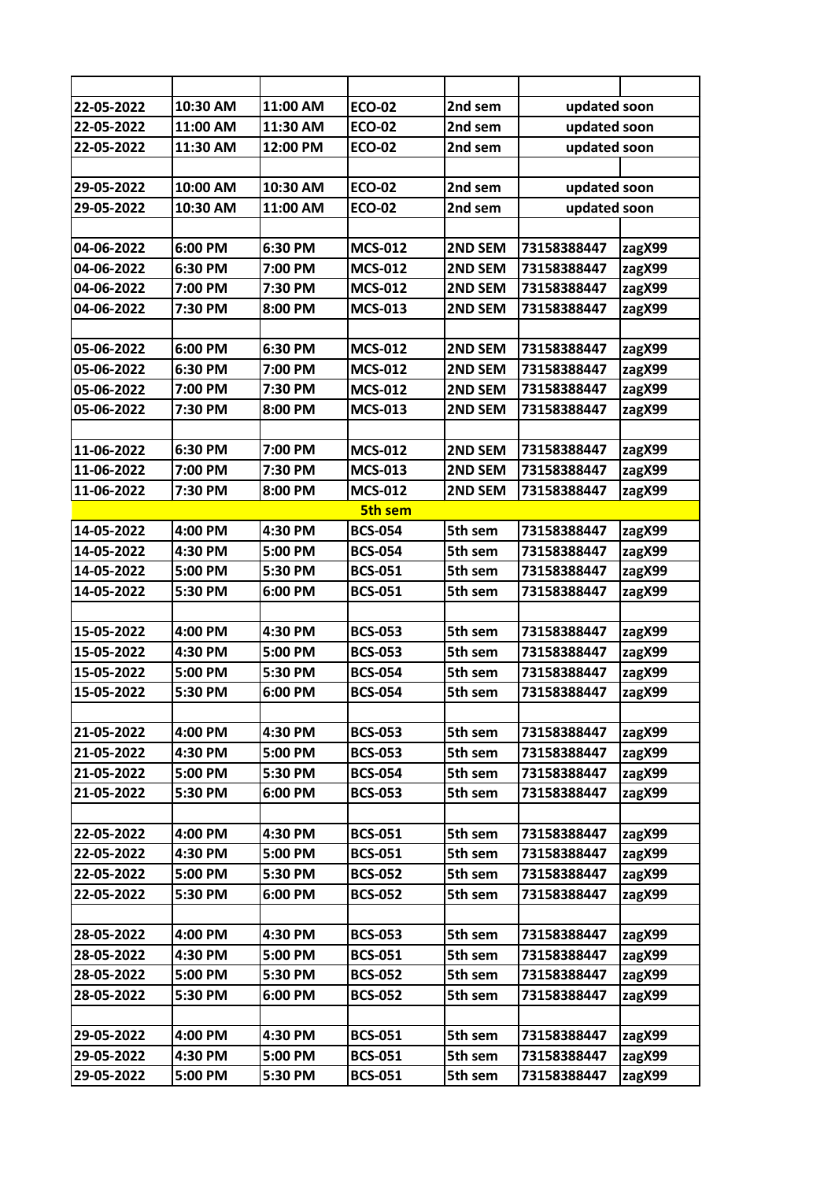| | | | | | | |
|---|---|---|---|---|---|---|
| 22-05-2022 | 10:30 AM | 11:00 AM | ECO-02 | 2nd sem | updated soon | |
| 22-05-2022 | 11:00 AM | 11:30 AM | ECO-02 | 2nd sem | updated soon | |
| 22-05-2022 | 11:30 AM | 12:00 PM | ECO-02 | 2nd sem | updated soon | |
| | | | | | | |
| 29-05-2022 | 10:00 AM | 10:30 AM | ECO-02 | 2nd sem | updated soon | |
| 29-05-2022 | 10:30 AM | 11:00 AM | ECO-02 | 2nd sem | updated soon | |
| | | | | | | |
| 04-06-2022 | 6:00 PM | 6:30 PM | MCS-012 | 2ND SEM | 73158388447 | zagX99 |
| 04-06-2022 | 6:30 PM | 7:00 PM | MCS-012 | 2ND SEM | 73158388447 | zagX99 |
| 04-06-2022 | 7:00 PM | 7:30 PM | MCS-012 | 2ND SEM | 73158388447 | zagX99 |
| 04-06-2022 | 7:30 PM | 8:00 PM | MCS-013 | 2ND SEM | 73158388447 | zagX99 |
| | | | | | | |
| 05-06-2022 | 6:00 PM | 6:30 PM | MCS-012 | 2ND SEM | 73158388447 | zagX99 |
| 05-06-2022 | 6:30 PM | 7:00 PM | MCS-012 | 2ND SEM | 73158388447 | zagX99 |
| 05-06-2022 | 7:00 PM | 7:30 PM | MCS-012 | 2ND SEM | 73158388447 | zagX99 |
| 05-06-2022 | 7:30 PM | 8:00 PM | MCS-013 | 2ND SEM | 73158388447 | zagX99 |
| | | | | | | |
| 11-06-2022 | 6:30 PM | 7:00 PM | MCS-012 | 2ND SEM | 73158388447 | zagX99 |
| 11-06-2022 | 7:00 PM | 7:30 PM | MCS-013 | 2ND SEM | 73158388447 | zagX99 |
| 11-06-2022 | 7:30 PM | 8:00 PM | MCS-012 | 2ND SEM | 73158388447 | zagX99 |
| | | | **5th sem** | | | |
| 14-05-2022 | 4:00 PM | 4:30 PM | BCS-054 | 5th sem | 73158388447 | zagX99 |
| 14-05-2022 | 4:30 PM | 5:00 PM | BCS-054 | 5th sem | 73158388447 | zagX99 |
| 14-05-2022 | 5:00 PM | 5:30 PM | BCS-051 | 5th sem | 73158388447 | zagX99 |
| 14-05-2022 | 5:30 PM | 6:00 PM | BCS-051 | 5th sem | 73158388447 | zagX99 |
| | | | | | | |
| 15-05-2022 | 4:00 PM | 4:30 PM | BCS-053 | 5th sem | 73158388447 | zagX99 |
| 15-05-2022 | 4:30 PM | 5:00 PM | BCS-053 | 5th sem | 73158388447 | zagX99 |
| 15-05-2022 | 5:00 PM | 5:30 PM | BCS-054 | 5th sem | 73158388447 | zagX99 |
| 15-05-2022 | 5:30 PM | 6:00 PM | BCS-054 | 5th sem | 73158388447 | zagX99 |
| | | | | | | |
| 21-05-2022 | 4:00 PM | 4:30 PM | BCS-053 | 5th sem | 73158388447 | zagX99 |
| 21-05-2022 | 4:30 PM | 5:00 PM | BCS-053 | 5th sem | 73158388447 | zagX99 |
| 21-05-2022 | 5:00 PM | 5:30 PM | BCS-054 | 5th sem | 73158388447 | zagX99 |
| 21-05-2022 | 5:30 PM | 6:00 PM | BCS-053 | 5th sem | 73158388447 | zagX99 |
| | | | | | | |
| 22-05-2022 | 4:00 PM | 4:30 PM | BCS-051 | 5th sem | 73158388447 | zagX99 |
| 22-05-2022 | 4:30 PM | 5:00 PM | BCS-051 | 5th sem | 73158388447 | zagX99 |
| 22-05-2022 | 5:00 PM | 5:30 PM | BCS-052 | 5th sem | 73158388447 | zagX99 |
| 22-05-2022 | 5:30 PM | 6:00 PM | BCS-052 | 5th sem | 73158388447 | zagX99 |
| | | | | | | |
| 28-05-2022 | 4:00 PM | 4:30 PM | BCS-053 | 5th sem | 73158388447 | zagX99 |
| 28-05-2022 | 4:30 PM | 5:00 PM | BCS-051 | 5th sem | 73158388447 | zagX99 |
| 28-05-2022 | 5:00 PM | 5:30 PM | BCS-052 | 5th sem | 73158388447 | zagX99 |
| 28-05-2022 | 5:30 PM | 6:00 PM | BCS-052 | 5th sem | 73158388447 | zagX99 |
| | | | | | | |
| 29-05-2022 | 4:00 PM | 4:30 PM | BCS-051 | 5th sem | 73158388447 | zagX99 |
| 29-05-2022 | 4:30 PM | 5:00 PM | BCS-051 | 5th sem | 73158388447 | zagX99 |
| 29-05-2022 | 5:00 PM | 5:30 PM | BCS-051 | 5th sem | 73158388447 | zagX99 |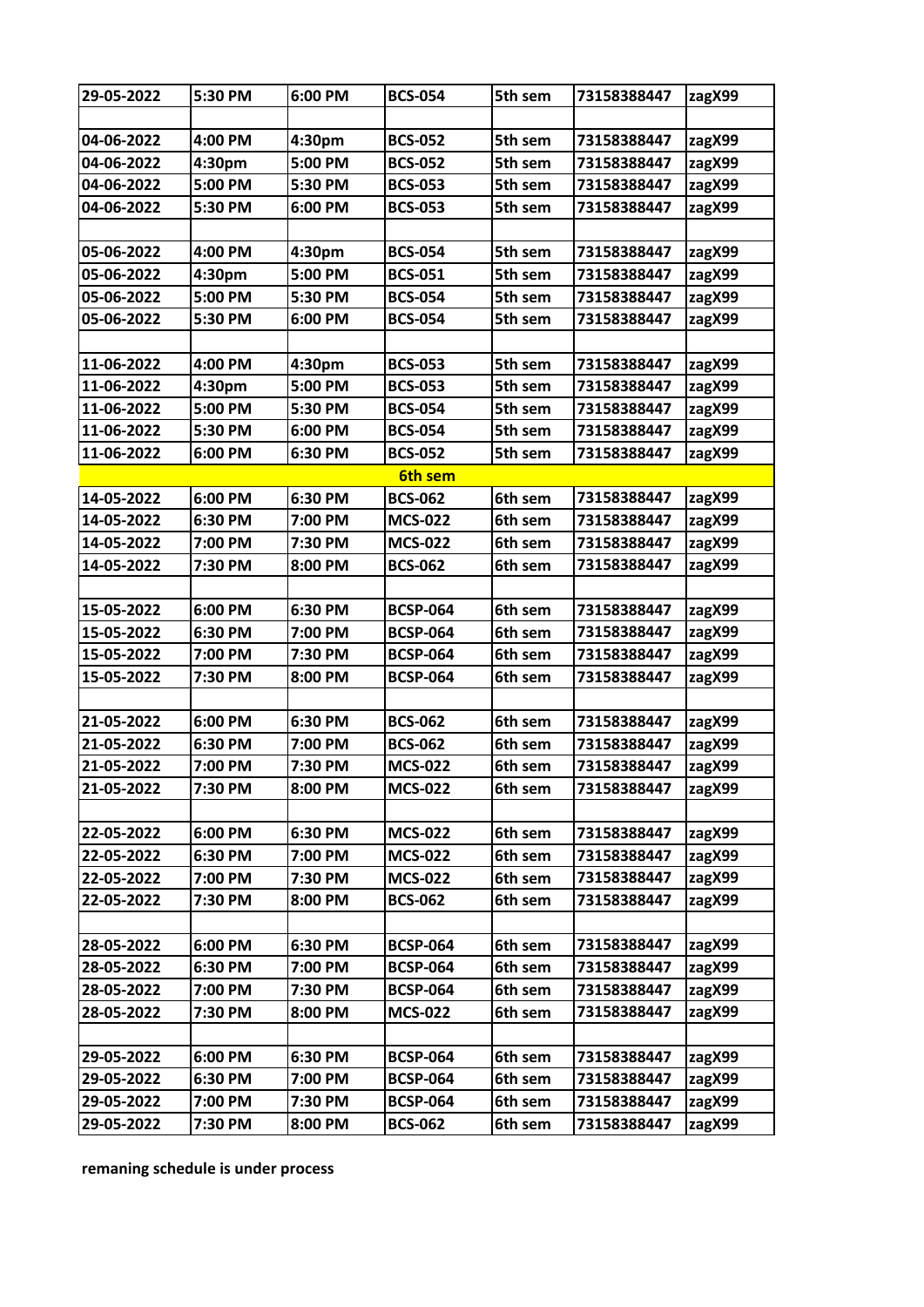| | | | | | | |
|---|---|---|---|---|---|---|
| 29-05-2022 | 5:30 PM | 6:00 PM | BCS-054 | 5th sem | 73158388447 | zagX99 |
| | | | | | | |
| 04-06-2022 | 4:00 PM | 4:30pm | BCS-052 | 5th sem | 73158388447 | zagX99 |
| 04-06-2022 | 4:30pm | 5:00 PM | BCS-052 | 5th sem | 73158388447 | zagX99 |
| 04-06-2022 | 5:00 PM | 5:30 PM | BCS-053 | 5th sem | 73158388447 | zagX99 |
| 04-06-2022 | 5:30 PM | 6:00 PM | BCS-053 | 5th sem | 73158388447 | zagX99 |
| | | | | | | |
| 05-06-2022 | 4:00 PM | 4:30pm | BCS-054 | 5th sem | 73158388447 | zagX99 |
| 05-06-2022 | 4:30pm | 5:00 PM | BCS-051 | 5th sem | 73158388447 | zagX99 |
| 05-06-2022 | 5:00 PM | 5:30 PM | BCS-054 | 5th sem | 73158388447 | zagX99 |
| 05-06-2022 | 5:30 PM | 6:00 PM | BCS-054 | 5th sem | 73158388447 | zagX99 |
| | | | | | | |
| 11-06-2022 | 4:00 PM | 4:30pm | BCS-053 | 5th sem | 73158388447 | zagX99 |
| 11-06-2022 | 4:30pm | 5:00 PM | BCS-053 | 5th sem | 73158388447 | zagX99 |
| 11-06-2022 | 5:00 PM | 5:30 PM | BCS-054 | 5th sem | 73158388447 | zagX99 |
| 11-06-2022 | 5:30 PM | 6:00 PM | BCS-054 | 5th sem | 73158388447 | zagX99 |
| 11-06-2022 | 6:00 PM | 6:30 PM | BCS-052 | 5th sem | 73158388447 | zagX99 |
| | | | **6th sem** | | | |
| 14-05-2022 | 6:00 PM | 6:30 PM | BCS-062 | 6th sem | 73158388447 | zagX99 |
| 14-05-2022 | 6:30 PM | 7:00 PM | MCS-022 | 6th sem | 73158388447 | zagX99 |
| 14-05-2022 | 7:00 PM | 7:30 PM | MCS-022 | 6th sem | 73158388447 | zagX99 |
| 14-05-2022 | 7:30 PM | 8:00 PM | BCS-062 | 6th sem | 73158388447 | zagX99 |
| | | | | | | |
| 15-05-2022 | 6:00 PM | 6:30 PM | BCSP-064 | 6th sem | 73158388447 | zagX99 |
| 15-05-2022 | 6:30 PM | 7:00 PM | BCSP-064 | 6th sem | 73158388447 | zagX99 |
| 15-05-2022 | 7:00 PM | 7:30 PM | BCSP-064 | 6th sem | 73158388447 | zagX99 |
| 15-05-2022 | 7:30 PM | 8:00 PM | BCSP-064 | 6th sem | 73158388447 | zagX99 |
| | | | | | | |
| 21-05-2022 | 6:00 PM | 6:30 PM | BCS-062 | 6th sem | 73158388447 | zagX99 |
| 21-05-2022 | 6:30 PM | 7:00 PM | BCS-062 | 6th sem | 73158388447 | zagX99 |
| 21-05-2022 | 7:00 PM | 7:30 PM | MCS-022 | 6th sem | 73158388447 | zagX99 |
| 21-05-2022 | 7:30 PM | 8:00 PM | MCS-022 | 6th sem | 73158388447 | zagX99 |
| | | | | | | |
| 22-05-2022 | 6:00 PM | 6:30 PM | MCS-022 | 6th sem | 73158388447 | zagX99 |
| 22-05-2022 | 6:30 PM | 7:00 PM | MCS-022 | 6th sem | 73158388447 | zagX99 |
| 22-05-2022 | 7:00 PM | 7:30 PM | MCS-022 | 6th sem | 73158388447 | zagX99 |
| 22-05-2022 | 7:30 PM | 8:00 PM | BCS-062 | 6th sem | 73158388447 | zagX99 |
| | | | | | | |
| 28-05-2022 | 6:00 PM | 6:30 PM | BCSP-064 | 6th sem | 73158388447 | zagX99 |
| 28-05-2022 | 6:30 PM | 7:00 PM | BCSP-064 | 6th sem | 73158388447 | zagX99 |
| 28-05-2022 | 7:00 PM | 7:30 PM | BCSP-064 | 6th sem | 73158388447 | zagX99 |
| 28-05-2022 | 7:30 PM | 8:00 PM | MCS-022 | 6th sem | 73158388447 | zagX99 |
| | | | | | | |
| 29-05-2022 | 6:00 PM | 6:30 PM | BCSP-064 | 6th sem | 73158388447 | zagX99 |
| 29-05-2022 | 6:30 PM | 7:00 PM | BCSP-064 | 6th sem | 73158388447 | zagX99 |
| 29-05-2022 | 7:00 PM | 7:30 PM | BCSP-064 | 6th sem | 73158388447 | zagX99 |
| 29-05-2022 | 7:30 PM | 8:00 PM | BCS-062 | 6th sem | 73158388447 | zagX99 |

**remaning schedule is under process**